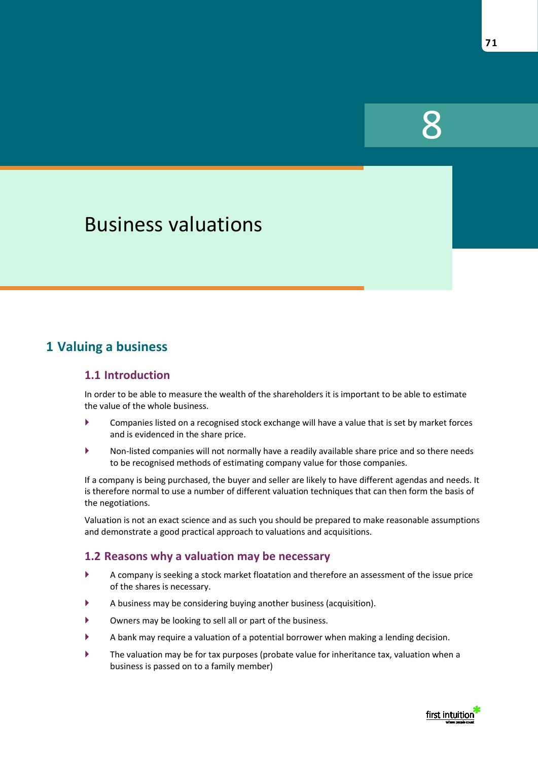# 8

# Business valuations

## 1 Valuing a business

### 1.1 Introduction

In order to be able to measure the wealth of the shareholders it is important to be able to estimate the value of the whole business.

- Companies listed on a recognised stock exchange will have a value that is set by market forces and is evidenced in the share price.
- Non-listed companies will not normally have a readily available share price and so there needs to be recognised methods of estimating company value for those companies.

If a company is being purchased, the buyer and seller are likely to have different agendas and needs. It is therefore normal to use a number of different valuation techniques that can then form the basis of the negotiations.

Valuation is not an exact science and as such you should be prepared to make reasonable assumptions and demonstrate a good practical approach to valuations and acquisitions.

### 1.2 Reasons why a valuation may be necessary

- A company is seeking a stock market floatation and therefore an assessment of the issue price of the shares is necessary.
- A business may be considering buying another business (acquisition).
- Owners may be looking to sell all or part of the business.
- A bank may require a valuation of a potential borrower when making a lending decision.
- The valuation may be for tax purposes (probate value for inheritance tax, valuation when a business is passed on to a family member)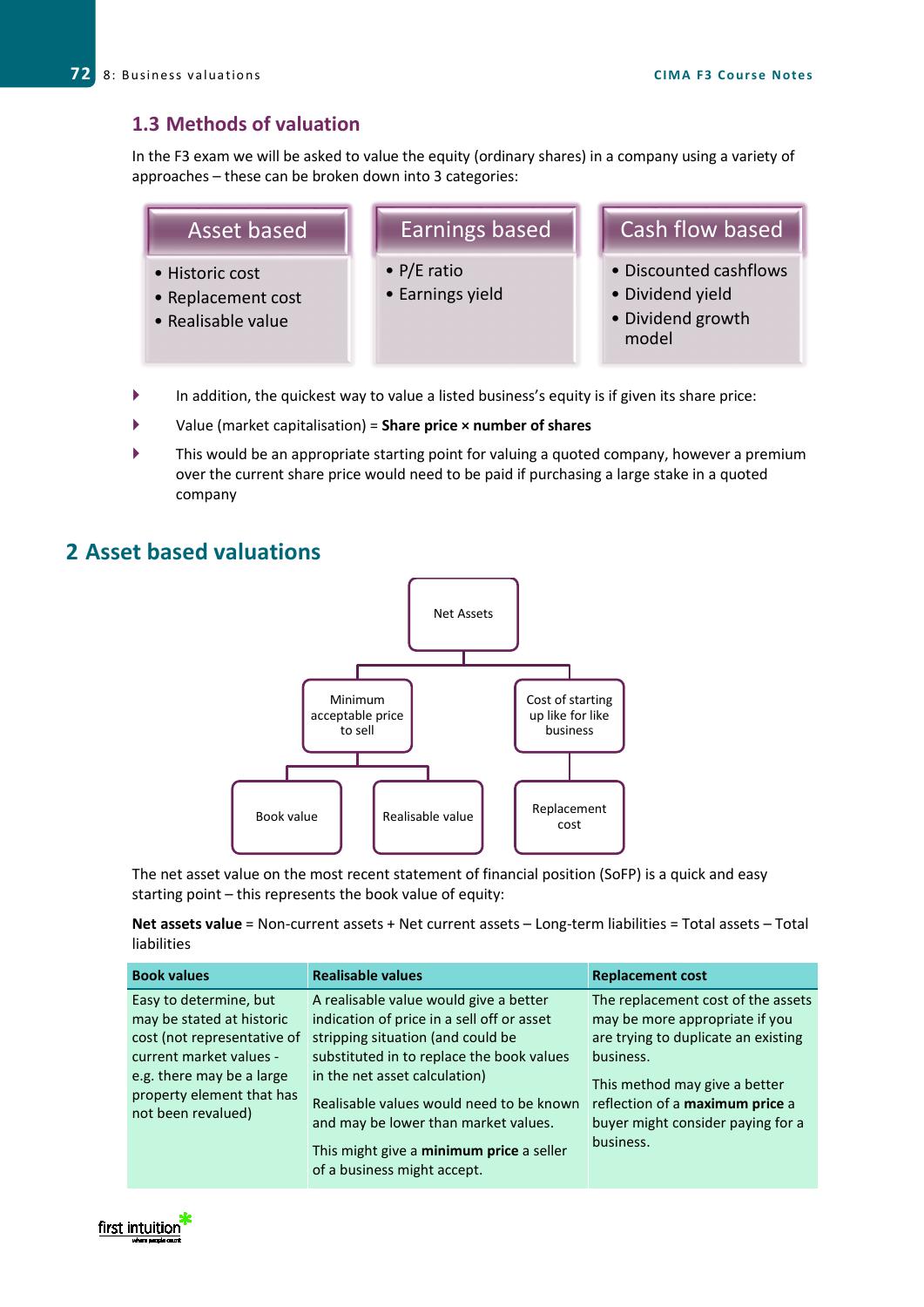### 1.3 Methods of valuation

In the F3 exam we will be asked to value the equity (ordinary shares) in a company using a variety of approaches – these can be broken down into 3 categories:

| Asset based | Earnings based | Cash flow based |
|---|---|---|
| • Historic cost<br>• Replacement cost<br>• Realisable value | • P/E ratio<br>• Earnings yield | • Discounted cashflows<br>• Dividend yield<br>• Dividend growth model |

- In addition, the quickest way to value a listed business's equity is if given its share price:
- Value (market capitalisation) = **Share price × number of shares**
- This would be an appropriate starting point for valuing a quoted company, however a premium over the current share price would need to be paid if purchasing a large stake in a quoted company

## 2 Asset based valuations

Net Assets

Minimum acceptable price to sell

Cost of starting up like for like business

Book value

Realisable value

Replacement cost

The net asset value on the most recent statement of financial position (SoFP) is a quick and easy starting point – this represents the book value of equity:

**Net assets value** = Non-current assets + Net current assets – Long-term liabilities = Total assets – Total liabilities

| Book values | Realisable values | Replacement cost |
|---|---|---|
| Easy to determine, but may be stated at historic cost (not representative of current market values - e.g. there may be a large property element that has not been revalued) | A realisable value would give a better indication of price in a sell off or asset stripping situation (and could be substituted in to replace the book values in the net asset calculation)<br><br>Realisable values would need to be known and may be lower than market values.<br><br>This might give a **minimum price** a seller of a business might accept. | The replacement cost of the assets may be more appropriate if you are trying to duplicate an existing business.<br><br>This method may give a better reflection of a **maximum price** a buyer might consider paying for a business. |